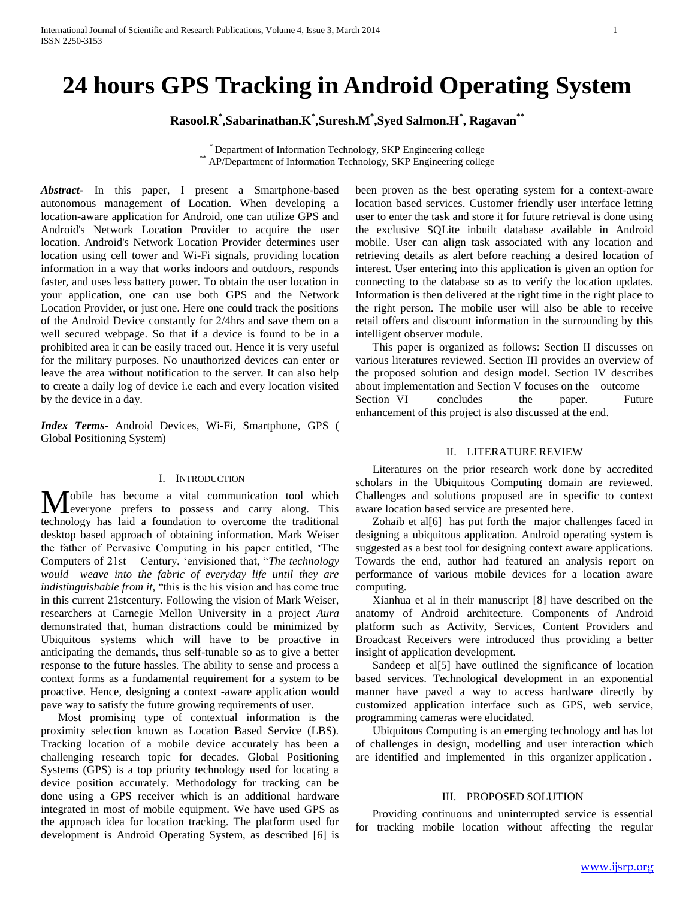# 24 hours GPS Tracking in Android Operating System

**Rasool.R[*], Sabarinathan.K[*], Suresh.M[*], Syed Salmon.H[*], Ragavan[**]**

[*] Department of Information Technology, SKP Engineering college
[**] AP/Department of Information Technology, SKP Engineering college

***Abstract***- In this paper, I present a Smartphone-based autonomous management of Location. When developing a location-aware application for Android, one can utilize GPS and Android's Network Location Provider to acquire the user location. Android's Network Location Provider determines user location using cell tower and Wi-Fi signals, providing location information in a way that works indoors and outdoors, responds faster, and uses less battery power. To obtain the user location in your application, one can use both GPS and the Network Location Provider, or just one. Here one could track the positions of the Android Device constantly for 2/4hrs and save them on a well secured webpage. So that if a device is found to be in a prohibited area it can be easily traced out. Hence it is very useful for the military purposes. No unauthorized devices can enter or leave the area without notification to the server. It can also help to create a daily log of device i.e each and every location visited by the device in a day.

***Index Terms***- Android Devices, Wi-Fi, Smartphone, GPS ( Global Positioning System)

## I. Introduction

Mobile has become a vital communication tool which everyone prefers to possess and carry along. This technology has laid a foundation to overcome the traditional desktop based approach of obtaining information. Mark Weiser the father of Pervasive Computing in his paper entitled, 'The Computers of 21st Century, 'envisioned that, "*The technology would weave into the fabric of everyday life until they are indistinguishable from it,* "this is the his vision and has come true in this current 21stcentury. Following the vision of Mark Weiser, researchers at Carnegie Mellon University in a project *Aura* demonstrated that, human distractions could be minimized by Ubiquitous systems which will have to be proactive in anticipating the demands, thus self-tunable so as to give a better response to the future hassles. The ability to sense and process a context forms as a fundamental requirement for a system to be proactive. Hence, designing a context -aware application would pave way to satisfy the future growing requirements of user.

Most promising type of contextual information is the proximity selection known as Location Based Service (LBS). Tracking location of a mobile device accurately has been a challenging research topic for decades. Global Positioning Systems (GPS) is a top priority technology used for locating a device position accurately. Methodology for tracking can be done using a GPS receiver which is an additional hardware integrated in most of mobile equipment. We have used GPS as the approach idea for location tracking. The platform used for development is Android Operating System, as described [6] is been proven as the best operating system for a context-aware location based services. Customer friendly user interface letting user to enter the task and store it for future retrieval is done using the exclusive SQLite inbuilt database available in Android mobile. User can align task associated with any location and retrieving details as alert before reaching a desired location of interest. User entering into this application is given an option for connecting to the database so as to verify the location updates. Information is then delivered at the right time in the right place to the right person. The mobile user will also be able to receive retail offers and discount information in the surrounding by this intelligent observer module.

This paper is organized as follows: Section II discusses on various literatures reviewed. Section III provides an overview of the proposed solution and design model. Section IV describes about implementation and Section V focuses on the outcome Section VI concludes the paper. Future enhancement of this project is also discussed at the end.

## II. Literature Review

Literatures on the prior research work done by accredited scholars in the Ubiquitous Computing domain are reviewed. Challenges and solutions proposed are in specific to context aware location based service are presented here.

Zohaib et al[6] has put forth the major challenges faced in designing a ubiquitous application. Android operating system is suggested as a best tool for designing context aware applications. Towards the end, author had featured an analysis report on performance of various mobile devices for a location aware computing.

Xianhua et al in their manuscript [8] have described on the anatomy of Android architecture. Components of Android platform such as Activity, Services, Content Providers and Broadcast Receivers were introduced thus providing a better insight of application development.

Sandeep et al[5] have outlined the significance of location based services. Technological development in an exponential manner have paved a way to access hardware directly by customized application interface such as GPS, web service, programming cameras were elucidated.

Ubiquitous Computing is an emerging technology and has lot of challenges in design, modelling and user interaction which are identified and implemented in this organizer application .

## III. Proposed Solution

Providing continuous and uninterrupted service is essential for tracking mobile location without affecting the regular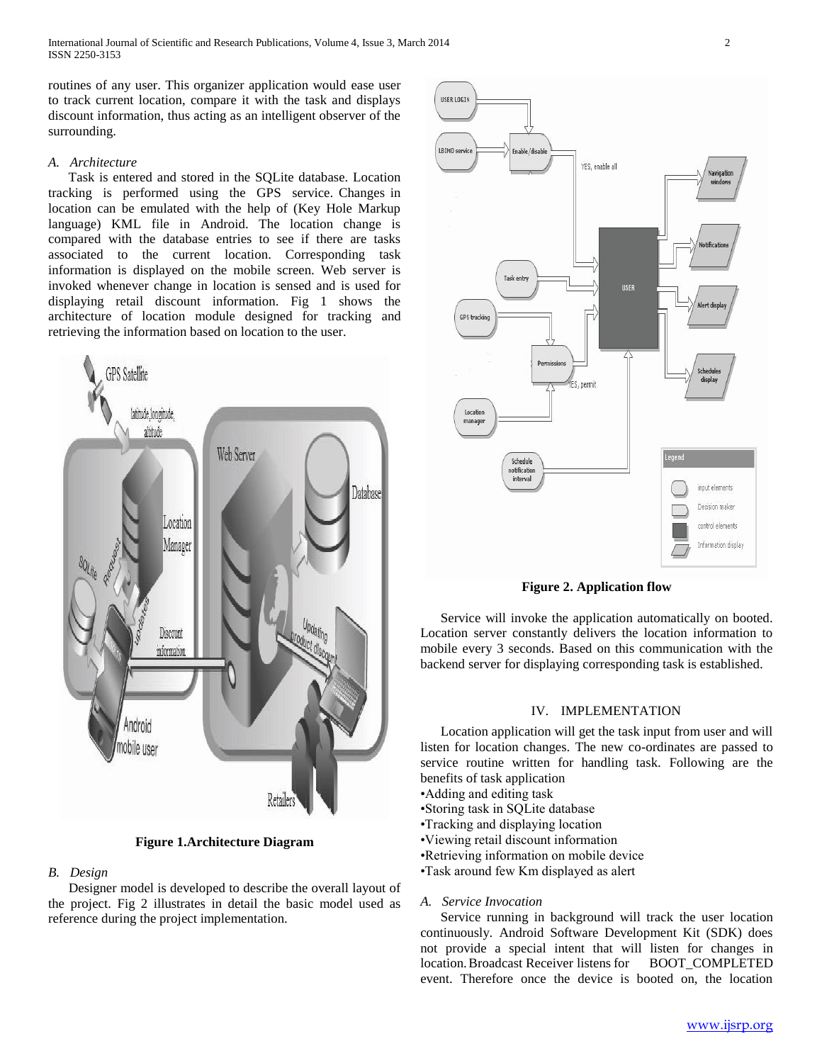routines of any user. This organizer application would ease user to track current location, compare it with the task and displays discount information, thus acting as an intelligent observer of the surrounding.

### *A. Architecture*

Task is entered and stored in the SQLite database. Location tracking is performed using the GPS service. Changes in location can be emulated with the help of (Key Hole Markup language) KML file in Android. The location change is compared with the database entries to see if there are tasks associated to the current location. Corresponding task information is displayed on the mobile screen. Web server is invoked whenever change in location is sensed and is used for displaying retail discount information. Fig 1 shows the architecture of location module designed for tracking and retrieving the information based on location to the user.

**Figure 1.Architecture Diagram**

### *B. Design*

Designer model is developed to describe the overall layout of the project. Fig 2 illustrates in detail the basic model used as reference during the project implementation.

**Figure 2. Application flow**

Service will invoke the application automatically on booted. Location server constantly delivers the location information to mobile every 3 seconds. Based on this communication with the backend server for displaying corresponding task is established.

## IV. IMPLEMENTATION

Location application will get the task input from user and will listen for location changes. The new co-ordinates are passed to service routine written for handling task. Following are the benefits of task application

- Adding and editing task
- Storing task in SQLite database
- Tracking and displaying location
- Viewing retail discount information
- Retrieving information on mobile device
- Task around few Km displayed as alert

### *A. Service Invocation*

Service running in background will track the user location continuously. Android Software Development Kit (SDK) does not provide a special intent that will listen for changes in location. Broadcast Receiver listens for BOOT_COMPLETED event. Therefore once the device is booted on, the location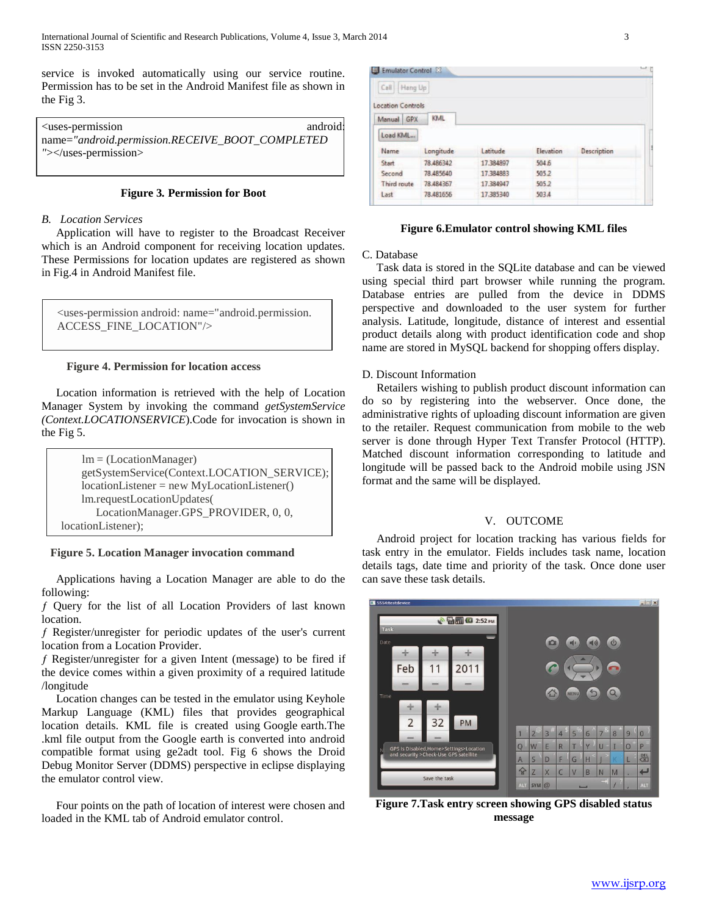service is invoked automatically using our service routine. Permission has to be set in the Android Manifest file as shown in the Fig 3.

```
<uses-permission android:
name="android.permission.RECEIVE_BOOT_COMPLETED
"></uses-permission>
```

**Figure 3. Permission for Boot**

### *B. Location Services*

Application will have to register to the Broadcast Receiver which is an Android component for receiving location updates. These Permissions for location updates are registered as shown in Fig.4 in Android Manifest file.

```
<uses-permission android: name="android.permission.
ACCESS_FINE_LOCATION"/>
```

**Figure 4. Permission for location access**

Location information is retrieved with the help of Location Manager System by invoking the command *getSystemService (Context.LOCATIONSERVICE)*.Code for invocation is shown in the Fig 5.

```
lm = (LocationManager)
getSystemService(Context.LOCATION_SERVICE);
locationListener = new MyLocationListener()
lm.requestLocationUpdates(
    LocationManager.GPS_PROVIDER, 0, 0,
locationListener);
```

**Figure 5. Location Manager invocation command**

Applications having a Location Manager are able to do the following:

ƒ Query for the list of all Location Providers of last known location.

ƒ Register/unregister for periodic updates of the user's current location from a Location Provider.

ƒ Register/unregister for a given Intent (message) to be fired if the device comes within a given proximity of a required latitude /longitude

Location changes can be tested in the emulator using Keyhole Markup Language (KML) files that provides geographical location details. KML file is created using Google earth.The .kml file output from the Google earth is converted into android compatible format using ge2adt tool. Fig 6 shows the Droid Debug Monitor Server (DDMS) perspective in eclipse displaying the emulator control view.

Four points on the path of location of interest were chosen and loaded in the KML tab of Android emulator control.

| Name | Longitude | Latitude | Elevation | Description |
|---|---|---|---|---|
| Start | 78.486342 | 17.384897 | 504.6 | |
| Second | 78.485640 | 17.384883 | 505.2 | |
| Third route | 78.484367 | 17.384947 | 505.2 | |
| Last | 78.481656 | 17.385340 | 503.4 | |

**Figure 6.Emulator control showing KML files**

### C. Database

Task data is stored in the SQLite database and can be viewed using special third part browser while running the program. Database entries are pulled from the device in DDMS perspective and downloaded to the user system for further analysis. Latitude, longitude, distance of interest and essential product details along with product identification code and shop name are stored in MySQL backend for shopping offers display.

### D. Discount Information

Retailers wishing to publish product discount information can do so by registering into the webserver. Once done, the administrative rights of uploading discount information are given to the retailer. Request communication from mobile to the web server is done through Hyper Text Transfer Protocol (HTTP). Matched discount information corresponding to latitude and longitude will be passed back to the Android mobile using JSN format and the same will be displayed.

## V. OUTCOME

Android project for location tracking has various fields for task entry in the emulator. Fields includes task name, location details tags, date time and priority of the task. Once done user can save these task details.

**Figure 7.Task entry screen showing GPS disabled status message**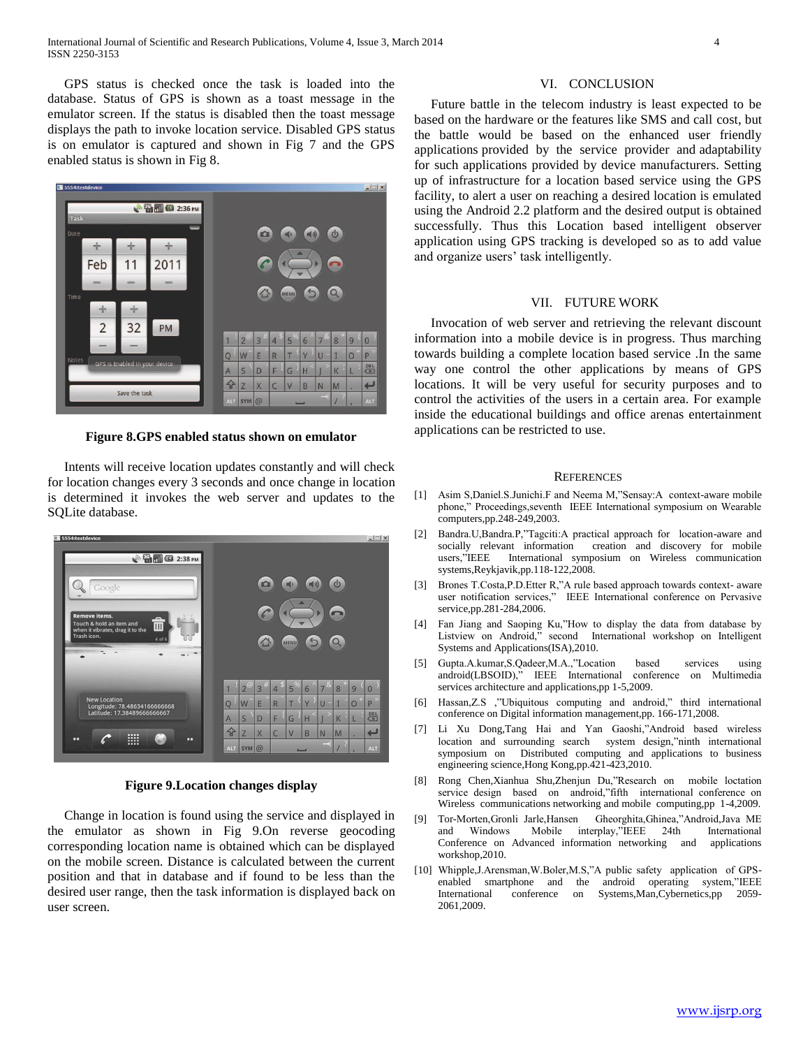GPS status is checked once the task is loaded into the database. Status of GPS is shown as a toast message in the emulator screen. If the status is disabled then the toast message displays the path to invoke location service. Disabled GPS status is on emulator is captured and shown in Fig 7 and the GPS enabled status is shown in Fig 8.

**Figure 8.GPS enabled status shown on emulator**

Intents will receive location updates constantly and will check for location changes every 3 seconds and once change in location is determined it invokes the web server and updates to the SQLite database.

**Figure 9.Location changes display**

Change in location is found using the service and displayed in the emulator as shown in Fig 9.On reverse geocoding corresponding location name is obtained which can be displayed on the mobile screen. Distance is calculated between the current position and that in database and if found to be less than the desired user range, then the task information is displayed back on user screen.

## VI. CONCLUSION

Future battle in the telecom industry is least expected to be based on the hardware or the features like SMS and call cost, but the battle would be based on the enhanced user friendly applications provided by the service provider and adaptability for such applications provided by device manufacturers. Setting up of infrastructure for a location based service using the GPS facility, to alert a user on reaching a desired location is emulated using the Android 2.2 platform and the desired output is obtained successfully. Thus this Location based intelligent observer application using GPS tracking is developed so as to add value and organize users' task intelligently.

## VII. FUTURE WORK

Invocation of web server and retrieving the relevant discount information into a mobile device is in progress. Thus marching towards building a complete location based service .In the same way one control the other applications by means of GPS locations. It will be very useful for security purposes and to control the activities of the users in a certain area. For example inside the educational buildings and office arenas entertainment applications can be restricted to use.

## REFERENCES

[1] Asim S,Daniel.S.Junichi.F and Neema M,"Sensay:A context-aware mobile phone," Proceedings,seventh IEEE International symposium on Wearable computers,pp.248-249,2003.

[2] Bandra.U,Bandra.P,"Tagciti:A practical approach for location-aware and socially relevant information creation and discovery for mobile users,"IEEE International symposium on Wireless communication systems,Reykjavik,pp.118-122,2008.

[3] Brones T.Costa,P.D.Etter R,"A rule based approach towards context- aware user notification services," IEEE International conference on Pervasive service,pp.281-284,2006.

[4] Fan Jiang and Saoping Ku,"How to display the data from database by Listview on Android," second International workshop on Intelligent Systems and Applications(ISA),2010.

[5] Gupta.A.kumar,S.Qadeer,M.A.,"Location based services using android(LBSOID)," IEEE International conference on Multimedia services architecture and applications,pp 1-5,2009.

[6] Hassan,Z.S ,"Ubiquitous computing and android," third international conference on Digital information management,pp. 166-171,2008.

[7] Li Xu Dong,Tang Hai and Yan Gaoshi,"Android based wireless location and surrounding search system design,"ninth international symposium on Distributed computing and applications to business engineering science,Hong Kong,pp.421-423,2010.

[8] Rong Chen,Xianhua Shu,Zhenjun Du,"Research on mobile loctation service design based on android,"fifth international conference on Wireless communications networking and mobile computing,pp 1-4,2009.

[9] Tor-Morten,Gronli Jarle,Hansen Gheorghita,Ghinea,"Android,Java ME and Windows Mobile interplay,"IEEE 24th International Conference on Advanced information networking and applications workshop,2010.

[10] Whipple,J.Arensman,W.Boler,M.S,"A public safety application of GPS-enabled smartphone and the android operating system,"IEEE International conference on Systems,Man,Cybernetics,pp 2059-2061,2009.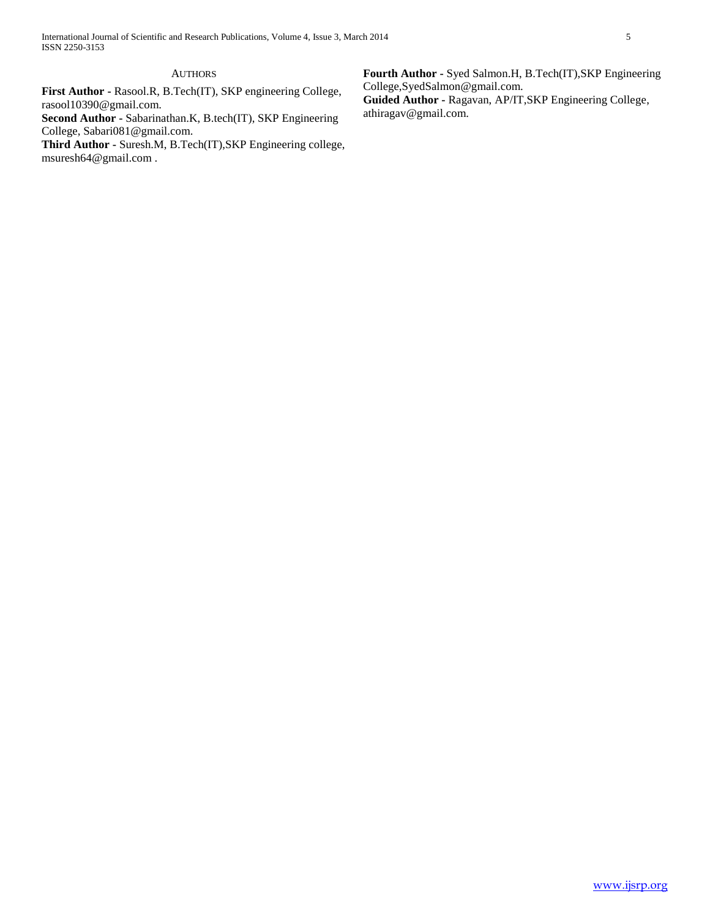## AUTHORS

**First Author** - Rasool.R, B.Tech(IT), SKP engineering College, rasool10390@gmail.com.

**Second Author** - Sabarinathan.K, B.tech(IT), SKP Engineering College, Sabari081@gmail.com.

**Third Author** - Suresh.M, B.Tech(IT),SKP Engineering college, msuresh64@gmail.com .

**Fourth Author** - Syed Salmon.H, B.Tech(IT),SKP Engineering College,SyedSalmon@gmail.com.

**Guided Author** - Ragavan, AP/IT,SKP Engineering College, athiragav@gmail.com.